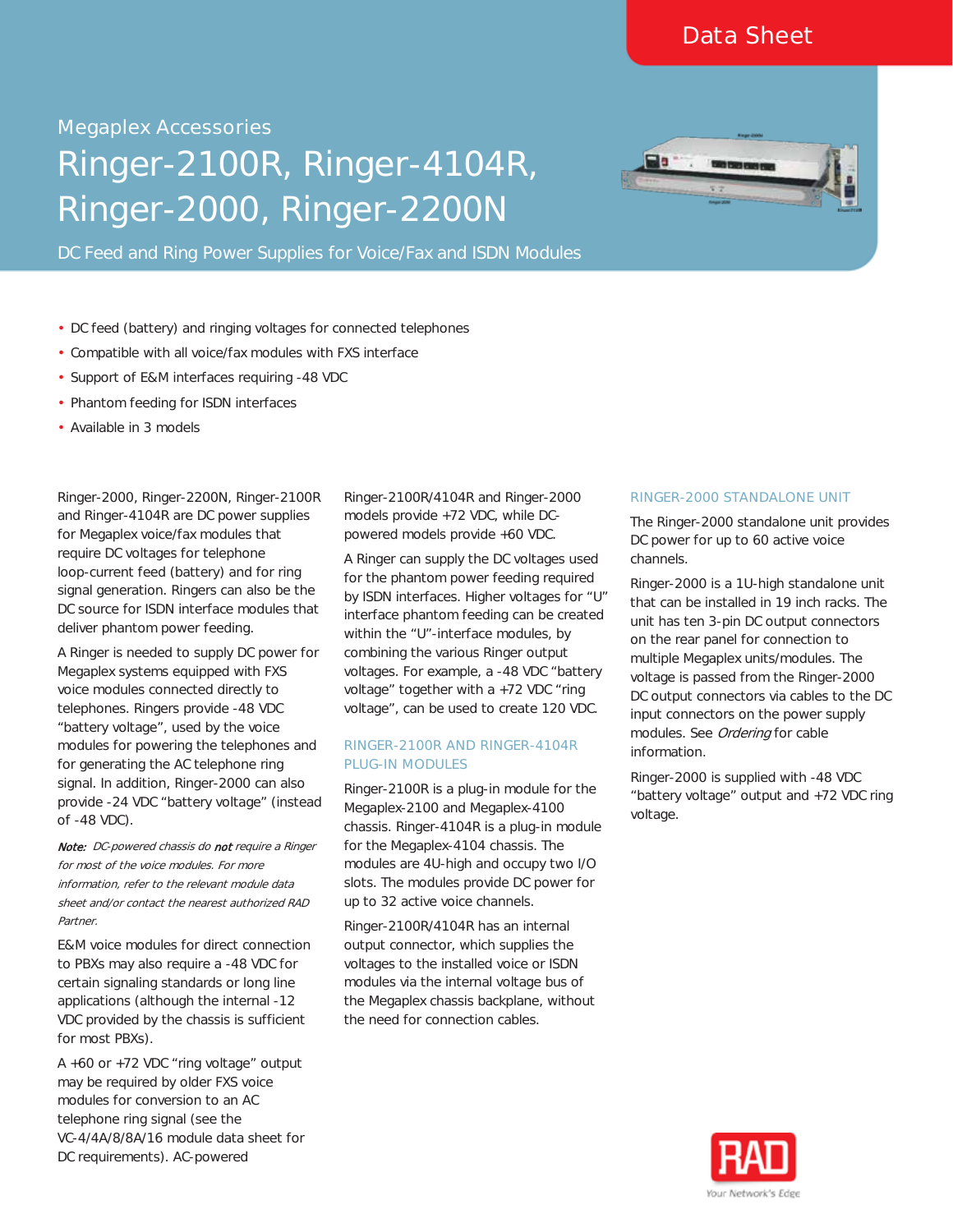Data Sheet

Megaplex Accessories

# Ringer-2100R, Ringer-4104R, Ringer-2000, Ringer-2200N

DC Feed and Ring Power Supplies for Voice/Fax and ISDN Modules

- DC feed (battery) and ringing voltages for connected telephones
- Compatible with all voice/fax modules with FXS interface
- Support of E&M interfaces requiring -48 VDC
- Phantom feeding for ISDN interfaces
- Available in 3 models

Ringer-2000, Ringer-2200N, Ringer-2100R and Ringer-4104R are DC power supplies for Megaplex voice/fax modules that require DC voltages for telephone loop-current feed (battery) and for ring signal generation. Ringers can also be the DC source for ISDN interface modules that deliver phantom power feeding.

A Ringer is needed to supply DC power for Megaplex systems equipped with FXS voice modules connected directly to telephones. Ringers provide -48 VDC "battery voltage", used by the voice modules for powering the telephones and for generating the AC telephone ring signal. In addition, Ringer-2000 can also provide -24 VDC "battery voltage" (instead of -48 VDC).

***Note:*** *DC-powered chassis do **not** require a Ringer for most of the voice modules. For more information, refer to the relevant module data sheet and/or contact the nearest authorized RAD Partner.*

E&M voice modules for direct connection to PBXs may also require a -48 VDC for certain signaling standards or long line applications (although the internal -12 VDC provided by the chassis is sufficient for most PBXs).

A +60 or +72 VDC "ring voltage" output may be required by older FXS voice modules for conversion to an AC telephone ring signal (see the VC-4/4A/8/8A/16 module data sheet for DC requirements). AC-powered Ringer-2100R/4104R and Ringer-2000 models provide +72 VDC, while DC-powered models provide +60 VDC.

A Ringer can supply the DC voltages used for the phantom power feeding required by ISDN interfaces. Higher voltages for "U" interface phantom feeding can be created within the "U"-interface modules, by combining the various Ringer output voltages. For example, a -48 VDC "battery voltage" together with a +72 VDC "ring voltage", can be used to create 120 VDC.

## RINGER-2100R AND RINGER-4104R PLUG-IN MODULES

Ringer-2100R is a plug-in module for the Megaplex-2100 and Megaplex-4100 chassis. Ringer-4104R is a plug-in module for the Megaplex-4104 chassis. The modules are 4U-high and occupy two I/O slots. The modules provide DC power for up to 32 active voice channels.

Ringer-2100R/4104R has an internal output connector, which supplies the voltages to the installed voice or ISDN modules via the internal voltage bus of the Megaplex chassis backplane, without the need for connection cables.

## RINGER-2000 STANDALONE UNIT

The Ringer-2000 standalone unit provides DC power for up to 60 active voice channels.

Ringer-2000 is a 1U-high standalone unit that can be installed in 19 inch racks. The unit has ten 3-pin DC output connectors on the rear panel for connection to multiple Megaplex units/modules. The voltage is passed from the Ringer-2000 DC output connectors via cables to the DC input connectors on the power supply modules. See *Ordering* for cable information.

Ringer-2000 is supplied with -48 VDC "battery voltage" output and +72 VDC ring voltage.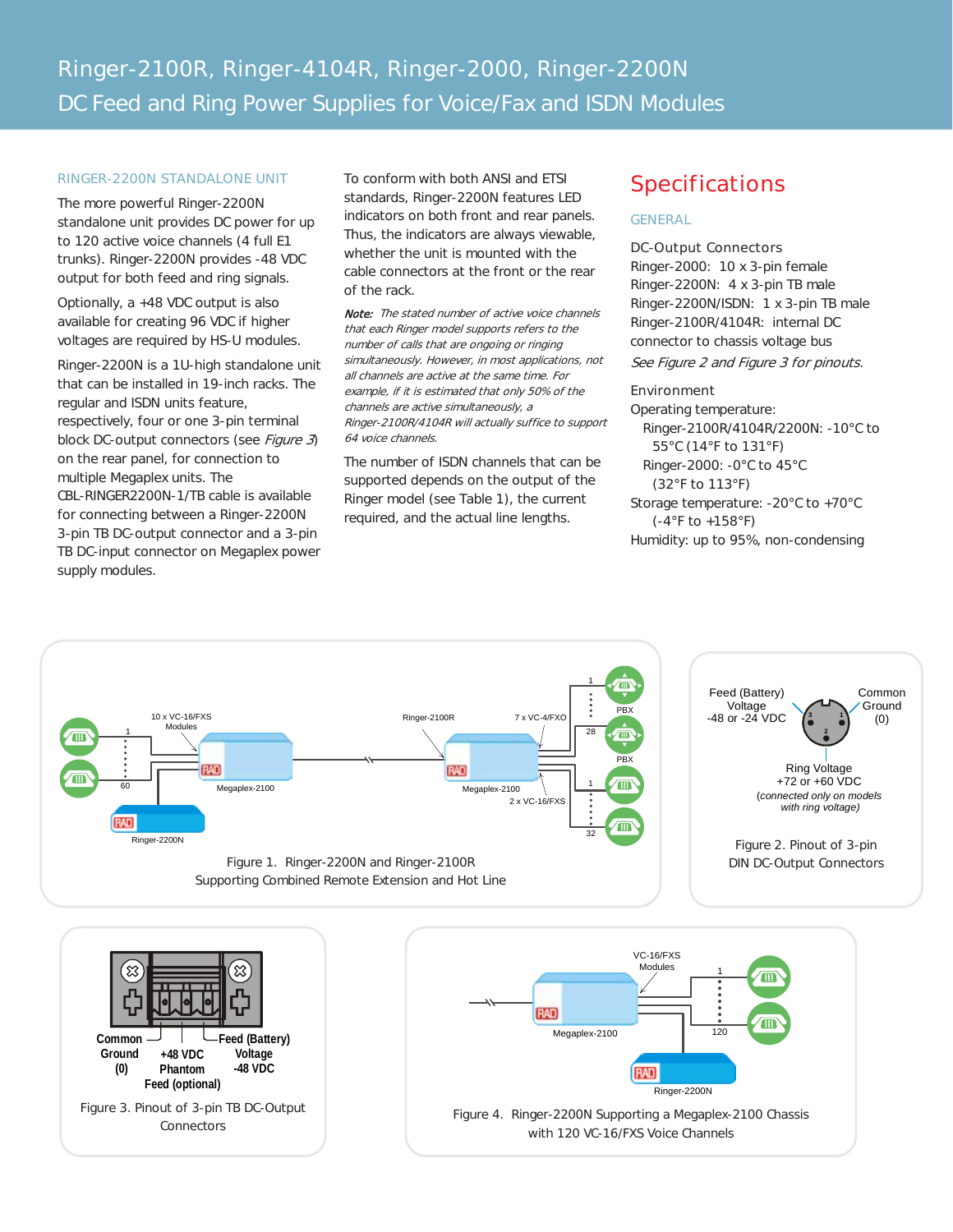# Ringer-2100R, Ringer-4104R, Ringer-2000, Ringer-2200N
## DC Feed and Ring Power Supplies for Voice/Fax and ISDN Modules

### RINGER-2200N STANDALONE UNIT

The more powerful Ringer-2200N standalone unit provides DC power for up to 120 active voice channels (4 full E1 trunks). Ringer-2200N provides -48 VDC output for both feed and ring signals.

Optionally, a +48 VDC output is also available for creating 96 VDC if higher voltages are required by HS-U modules.

Ringer-2200N is a 1U-high standalone unit that can be installed in 19-inch racks. The regular and ISDN units feature, respectively, four or one 3-pin terminal block DC-output connectors (see *Figure 3*) on the rear panel, for connection to multiple Megaplex units. The CBL-RINGER2200N-1/TB cable is available for connecting between a Ringer-2200N 3-pin TB DC-output connector and a 3-pin TB DC-input connector on Megaplex power supply modules.

To conform with both ANSI and ETSI standards, Ringer-2200N features LED indicators on both front and rear panels. Thus, the indicators are always viewable, whether the unit is mounted with the cable connectors at the front or the rear of the rack.

***Note:*** *The stated number of active voice channels that each Ringer model supports refers to the number of calls that are ongoing or ringing simultaneously. However, in most applications, not all channels are active at the same time. For example, if it is estimated that only 50% of the channels are active simultaneously, a Ringer-2100R/4104R will actually suffice to support 64 voice channels.*

The number of ISDN channels that can be supported depends on the output of the Ringer model (see Table 1), the current required, and the actual line lengths.

## Specifications

### GENERAL

DC-Output Connectors
Ringer-2000: 10 x 3-pin female
Ringer-2200N: 4 x 3-pin TB male
Ringer-2200N/ISDN: 1 x 3-pin TB male
Ringer-2100R/4104R: internal DC connector to chassis voltage bus
*See Figure 2 and Figure 3 for pinouts.*

Environment
Operating temperature:
Ringer-2100R/4104R/2200N: -10°C to 55°C (14°F to 131°F)
Ringer-2000: -0°C to 45°C (32°F to 113°F)
Storage temperature: -20°C to +70°C (-4°F to +158°F)
Humidity: up to 95%, non-condensing

Figure 1. Ringer-2200N and Ringer-2100R Supporting Combined Remote Extension and Hot Line

Figure 2. Pinout of 3-pin DIN DC-Output Connectors

Figure 3. Pinout of 3-pin TB DC-Output Connectors

Figure 4. Ringer-2200N Supporting a Megaplex-2100 Chassis with 120 VC-16/FXS Voice Channels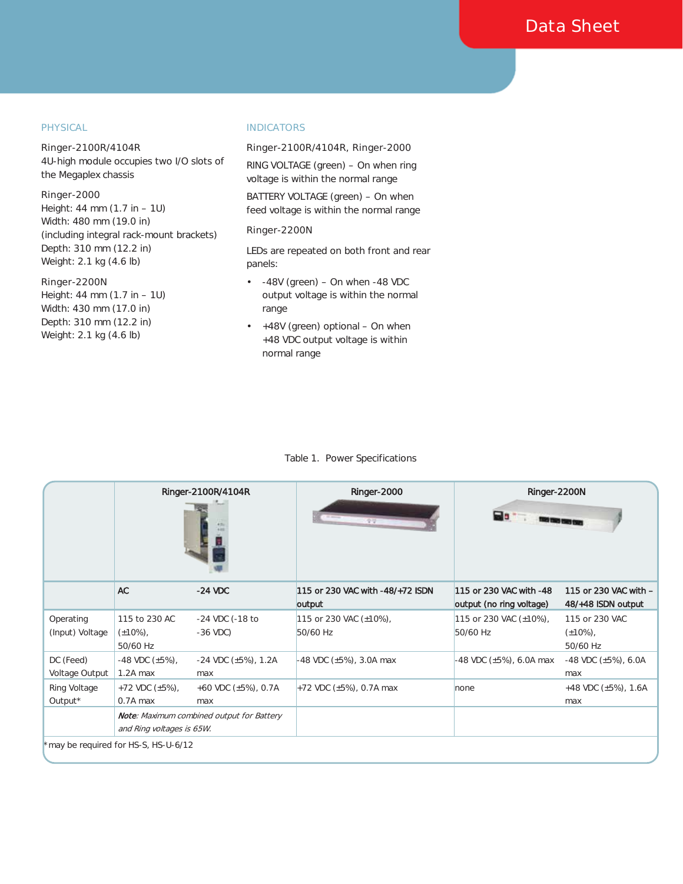## PHYSICAL

Ringer-2100R/4104R
4U-high module occupies two I/O slots of the Megaplex chassis

Ringer-2000
Height: 44 mm (1.7 in – 1U)
Width: 480 mm (19.0 in)
(including integral rack-mount brackets)
Depth: 310 mm (12.2 in)
Weight: 2.1 kg (4.6 lb)

Ringer-2200N
Height: 44 mm (1.7 in – 1U)
Width: 430 mm (17.0 in)
Depth: 310 mm (12.2 in)
Weight: 2.1 kg (4.6 lb)

## INDICATORS

Ringer-2100R/4104R, Ringer-2000

RING VOLTAGE (green) – On when ring voltage is within the normal range

BATTERY VOLTAGE (green) – On when feed voltage is within the normal range

Ringer-2200N

LEDs are repeated on both front and rear panels:

- -48V (green) – On when -48 VDC output voltage is within the normal range
- +48V (green) optional – On when +48 VDC output voltage is within normal range

Table 1. Power Specifications

| | Ringer-2100R/4104R | | Ringer-2000 | Ringer-2200N | |
|---|---|---|---|---|---|
| | **AC** | **-24 VDC** | **115 or 230 VAC with -48/+72 ISDN output** | **115 or 230 VAC with -48 output (no ring voltage)** | **115 or 230 VAC with –48/+48 ISDN output** |
| Operating (Input) Voltage | 115 to 230 AC (±10%), 50/60 Hz | -24 VDC (-18 to -36 VDC) | 115 or 230 VAC (±10%), 50/60 Hz | 115 or 230 VAC (±10%), 50/60 Hz | 115 or 230 VAC (±10%), 50/60 Hz |
| DC (Feed) Voltage Output | -48 VDC (±5%), 1.2A max | -24 VDC (±5%), 1.2A max | -48 VDC (±5%), 3.0A max | -48 VDC (±5%), 6.0A max | -48 VDC (±5%), 6.0A max |
| Ring Voltage Output* | +72 VDC (±5%), 0.7A max | +60 VDC (±5%), 0.7A max | +72 VDC (±5%), 0.7A max | none | +48 VDC (±5%), 1.6A max |
| | ***Note**: Maximum combined output for Battery and Ring voltages is 65W.* | | | | |

\* may be required for HS-S, HS-U-6/12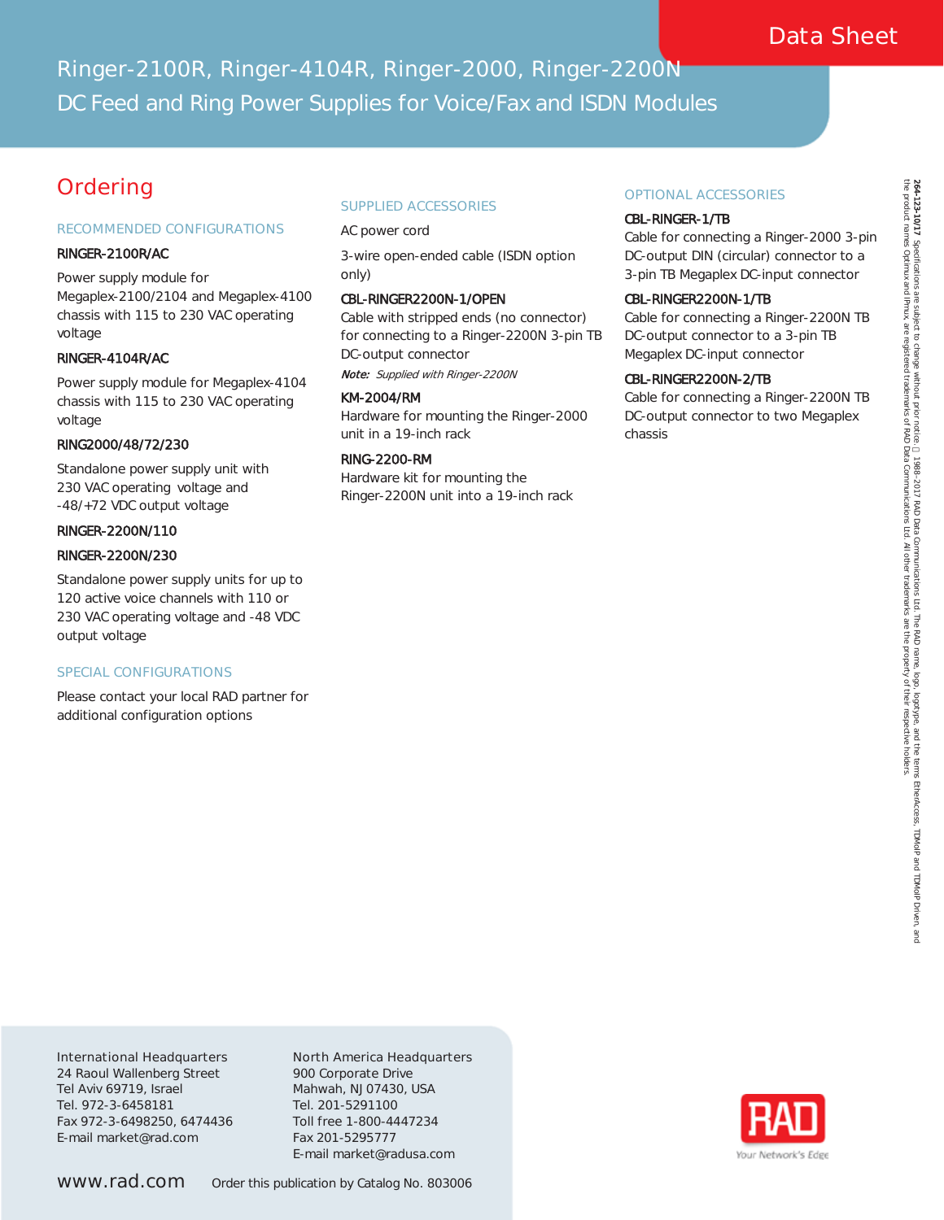Data Sheet

# Ringer-2100R, Ringer-4104R, Ringer-2000, Ringer-2200N

DC Feed and Ring Power Supplies for Voice/Fax and ISDN Modules

## Ordering

### RECOMMENDED CONFIGURATIONS

**RINGER-2100R/AC**

Power supply module for Megaplex-2100/2104 and Megaplex-4100 chassis with 115 to 230 VAC operating voltage

**RINGER-4104R/AC**

Power supply module for Megaplex-4104 chassis with 115 to 230 VAC operating voltage

**RING2000/48/72/230**

Standalone power supply unit with 230 VAC operating voltage and -48/+72 VDC output voltage

**RINGER-2200N/110**

**RINGER-2200N/230**

Standalone power supply units for up to 120 active voice channels with 110 or 230 VAC operating voltage and -48 VDC output voltage

### SPECIAL CONFIGURATIONS

Please contact your local RAD partner for additional configuration options

### SUPPLIED ACCESSORIES

AC power cord

3-wire open-ended cable (ISDN option only)

**CBL-RINGER2200N-1/OPEN**

Cable with stripped ends (no connector) for connecting to a Ringer-2200N 3-pin TB DC-output connector

***Note:*** *Supplied with Ringer-2200N*

**KM-2004/RM**

Hardware for mounting the Ringer-2000 unit in a 19-inch rack

**RING-2200-RM**

Hardware kit for mounting the Ringer-2200N unit into a 19-inch rack

### OPTIONAL ACCESSORIES

**CBL-RINGER-1/TB**

Cable for connecting a Ringer-2000 3-pin DC-output DIN (circular) connector to a 3-pin TB Megaplex DC-input connector

**CBL-RINGER2200N-1/TB**

Cable for connecting a Ringer-2200N TB DC-output connector to a 3-pin TB Megaplex DC-input connector

**CBL-RINGER2200N-2/TB**

Cable for connecting a Ringer-2200N TB DC-output connector to two Megaplex chassis

**264-123-10/17** Specifications are subject to change without prior notice.  1988–2017 RAD Data Communications Ltd. The RAD name, logo, logotype, and the terms EtherAccess, TDMoIP and TDMoIP Driven, and the product names Optimux and IPmux are registered trademarks of RAD Data Communications Ltd. All other trademarks are the property of their respective holders.

International Headquarters
24 Raoul Wallenberg Street
Tel Aviv 69719, Israel
Tel. 972-3-6458181
Fax 972-3-6498250, 6474436
E-mail market@rad.com

North America Headquarters
900 Corporate Drive
Mahwah, NJ 07430, USA
Tel. 201-5291100
Toll free 1-800-4447234
Fax 201-5295777
E-mail market@radusa.com

www.rad.com

Order this publication by Catalog No. 803006

RAD
Your Network's Edge